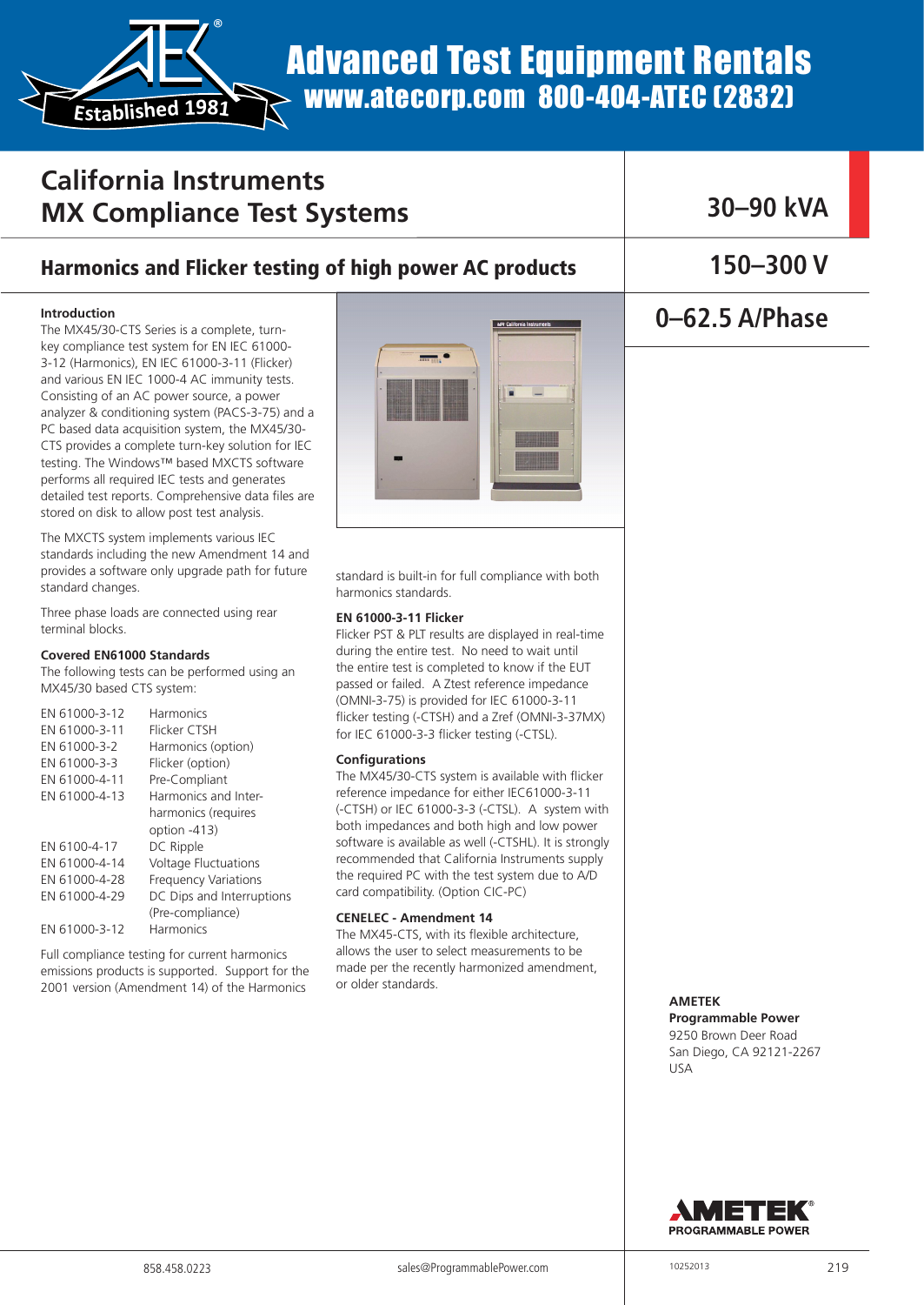# Advanced Test Equipment Rentals

www.atecorp.com 800-404-ATEC (2832)

## California Instruments MX Compliance Test Systems

**30–90 kVA**

### Harmonics and Flicker testing of high power AC products

**150–300 V**

**0–62.5 A/Phase**

#### Introduction

The MX45/30-CTS Series is a complete, turn-key compliance test system for EN IEC 61000-3-12 (Harmonics), EN IEC 61000-3-11 (Flicker) and various EN IEC 1000-4 AC immunity tests. Consisting of an AC power source, a power analyzer & conditioning system (PACS-3-75) and a PC based data acquisition system, the MX45/30-CTS provides a complete turn-key solution for IEC testing. The Windows™ based MXCTS software performs all required IEC tests and generates detailed test reports. Comprehensive data files are stored on disk to allow post test analysis.

The MXCTS system implements various IEC standards including the new Amendment 14 and provides a software only upgrade path for future standard changes.

Three phase loads are connected using rear terminal blocks.

#### Covered EN61000 Standards

The following tests can be performed using an MX45/30 based CTS system:

| | |
|---|---|
| EN 61000-3-12 | Harmonics |
| EN 61000-3-11 | Flicker CTSH |
| EN 61000-3-2 | Harmonics (option) |
| EN 61000-3-3 | Flicker (option) |
| EN 61000-4-11 | Pre-Compliant |
| EN 61000-4-13 | Harmonics and Inter-harmonics (requires option -413) |
| EN 6100-4-17 | DC Ripple |
| EN 61000-4-14 | Voltage Fluctuations |
| EN 61000-4-28 | Frequency Variations |
| EN 61000-4-29 | DC Dips and Interruptions (Pre-compliance) |
| EN 61000-3-12 | Harmonics |

Full compliance testing for current harmonics emissions products is supported. Support for the 2001 version (Amendment 14) of the Harmonics standard is built-in for full compliance with both harmonics standards.

#### EN 61000-3-11 Flicker

Flicker PST & PLT results are displayed in real-time during the entire test. No need to wait until the entire test is completed to know if the EUT passed or failed. A Ztest reference impedance (OMNI-3-75) is provided for IEC 61000-3-11 flicker testing (-CTSH) and a Zref (OMNI-3-37MX) for IEC 61000-3-3 flicker testing (-CTSL).

#### Configurations

The MX45/30-CTS system is available with flicker reference impedance for either IEC61000-3-11 (-CTSH) or IEC 61000-3-3 (-CTSL). A system with both impedances and both high and low power software is available as well (-CTSHL). It is strongly recommended that California Instruments supply the required PC with the test system due to A/D card compatibility. (Option CIC-PC)

#### CENELEC - Amendment 14

The MX45-CTS, with its flexible architecture, allows the user to select measurements to be made per the recently harmonized amendment, or older standards.

**AMETEK**
**Programmable Power**
9250 Brown Deer Road
San Diego, CA 92121-2267
USA

AMETEK PROGRAMMABLE POWER

858.458.0223 sales@ProgrammablePower.com

10252013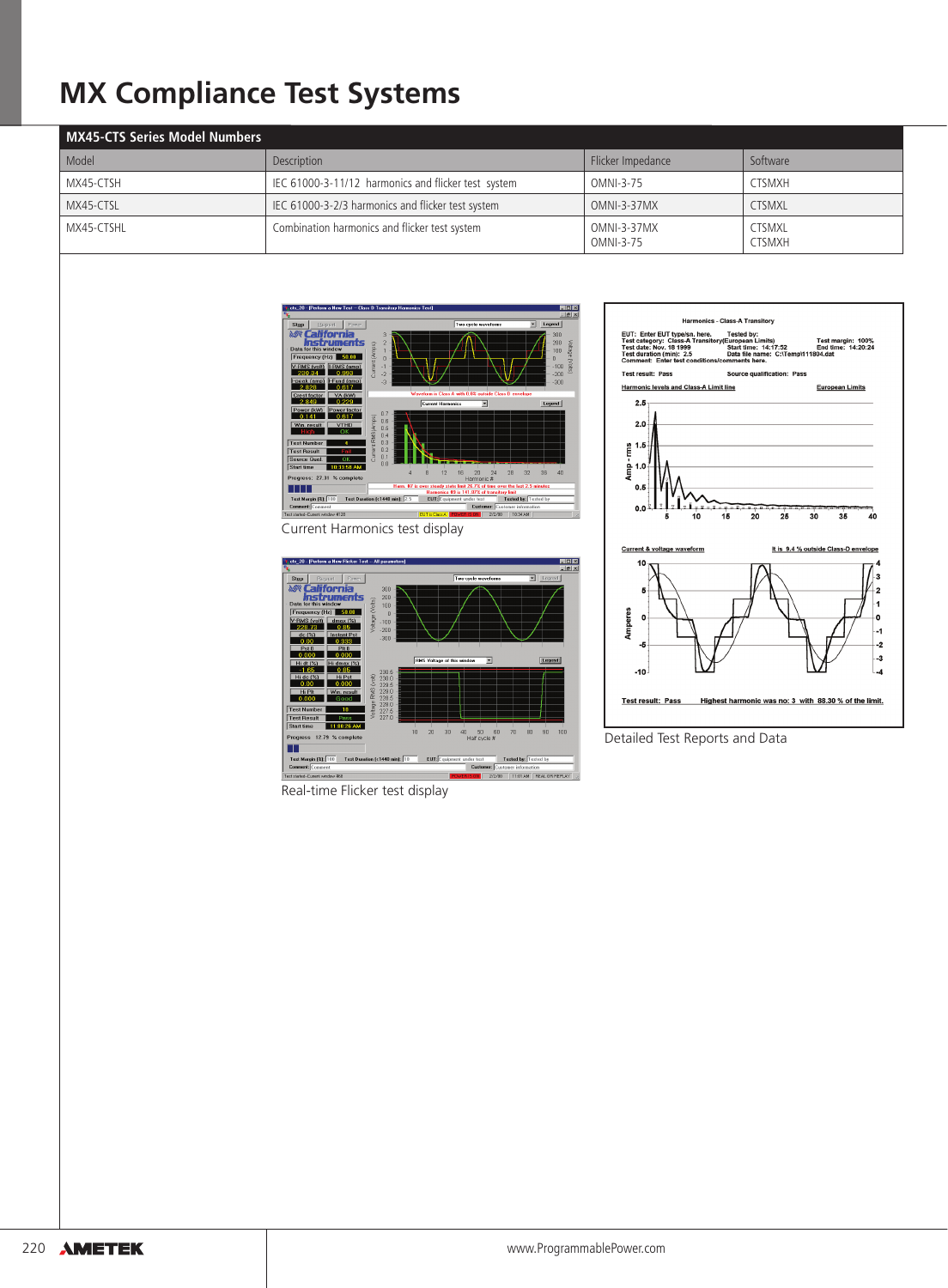# MX Compliance Test Systems

## MX45-CTS Series Model Numbers

| Model | Description | Flicker Impedance | Software |
|---|---|---|---|
| MX45-CTSH | IEC 61000-3-11/12 harmonics and flicker test system | OMNI-3-75 | CTSMXH |
| MX45-CTSL | IEC 61000-3-2/3 harmonics and flicker test system | OMNI-3-37MX | CTSMXL |
| MX45-CTSHL | Combination harmonics and flicker test system | OMNI-3-37MX<br>OMNI-3-75 | CTSMXL<br>CTSMXH |

Current Harmonics test display

Detailed Test Reports and Data

Real-time Flicker test display

www.ProgrammablePower.com